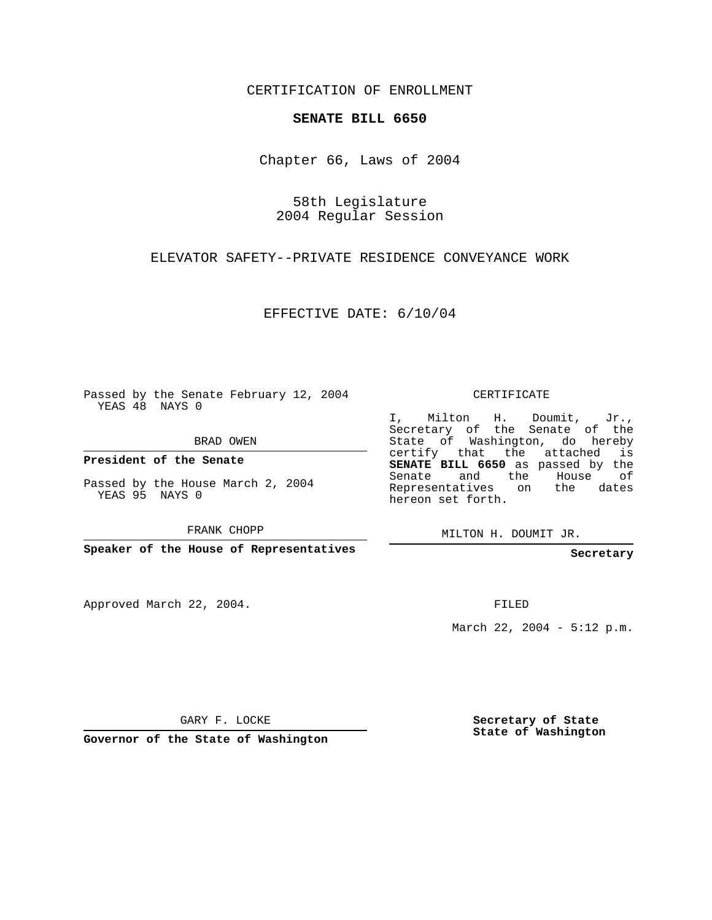CERTIFICATION OF ENROLLMENT

**SENATE BILL 6650**

Chapter 66, Laws of 2004

58th Legislature
2004 Regular Session

ELEVATOR SAFETY--PRIVATE RESIDENCE CONVEYANCE WORK

EFFECTIVE DATE: 6/10/04

Passed by the Senate February 12, 2004
YEAS 48 NAYS 0

BRAD OWEN

**President of the Senate**

Passed by the House March 2, 2004
YEAS 95 NAYS 0

FRANK CHOPP

**Speaker of the House of Representatives**

Approved March 22, 2004.

GARY F. LOCKE

**Governor of the State of Washington**

CERTIFICATE

I, Milton H. Doumit, Jr., Secretary of the Senate of the State of Washington, do hereby certify that the attached is **SENATE BILL 6650** as passed by the Senate and the House of Representatives on the dates hereon set forth.

MILTON H. DOUMIT JR.

**Secretary**

FILED

March 22, 2004 - 5:12 p.m.

**Secretary of State**
**State of Washington**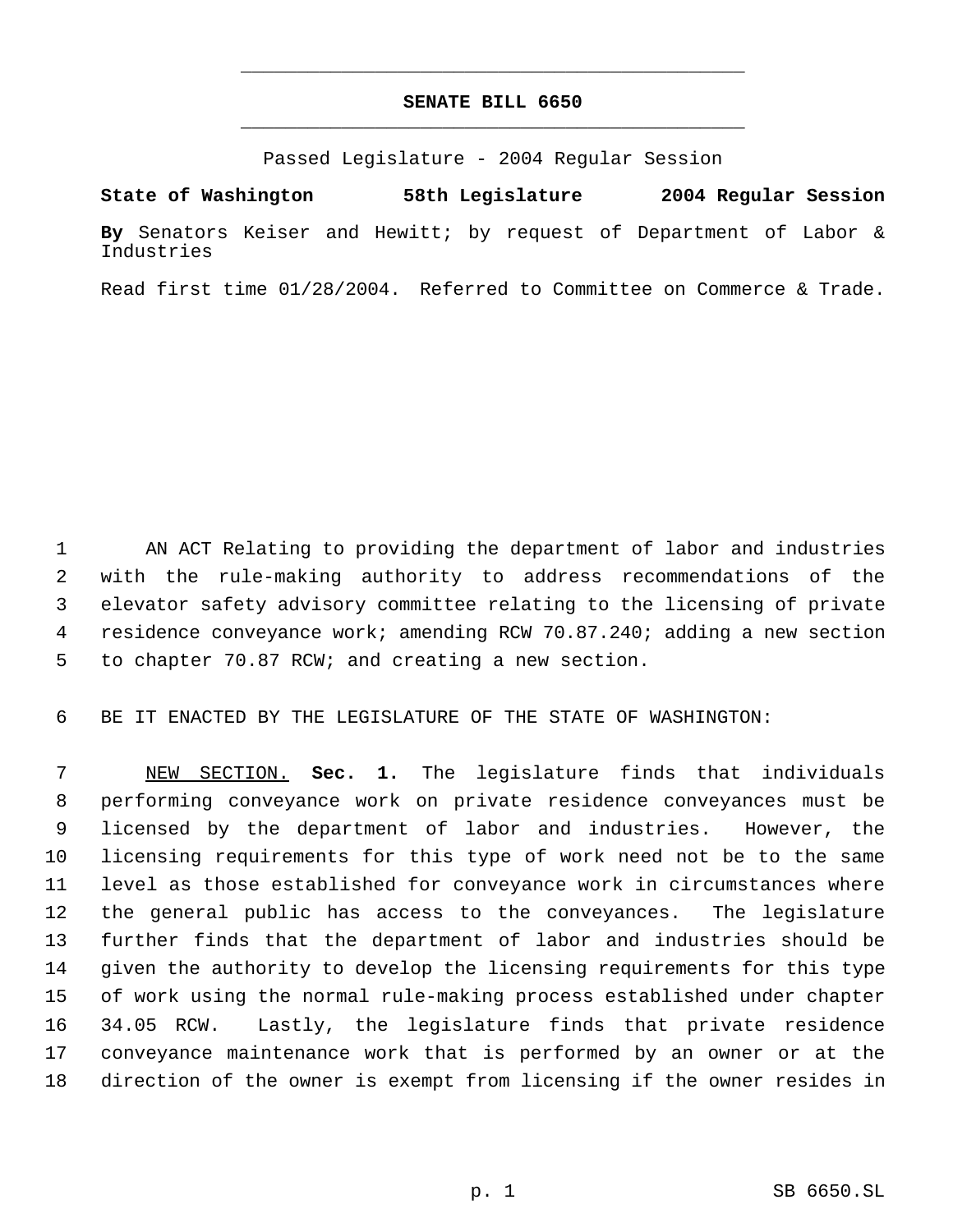# SENATE BILL 6650

Passed Legislature - 2004 Regular Session

**State of Washington 58th Legislature 2004 Regular Session**

**By** Senators Keiser and Hewitt; by request of Department of Labor & Industries

Read first time 01/28/2004. Referred to Committee on Commerce & Trade.

AN ACT Relating to providing the department of labor and industries with the rule-making authority to address recommendations of the elevator safety advisory committee relating to the licensing of private residence conveyance work; amending RCW 70.87.240; adding a new section to chapter 70.87 RCW; and creating a new section.

BE IT ENACTED BY THE LEGISLATURE OF THE STATE OF WASHINGTON:

NEW SECTION. **Sec. 1.** The legislature finds that individuals performing conveyance work on private residence conveyances must be licensed by the department of labor and industries. However, the licensing requirements for this type of work need not be to the same level as those established for conveyance work in circumstances where the general public has access to the conveyances. The legislature further finds that the department of labor and industries should be given the authority to develop the licensing requirements for this type of work using the normal rule-making process established under chapter 34.05 RCW. Lastly, the legislature finds that private residence conveyance maintenance work that is performed by an owner or at the direction of the owner is exempt from licensing if the owner resides in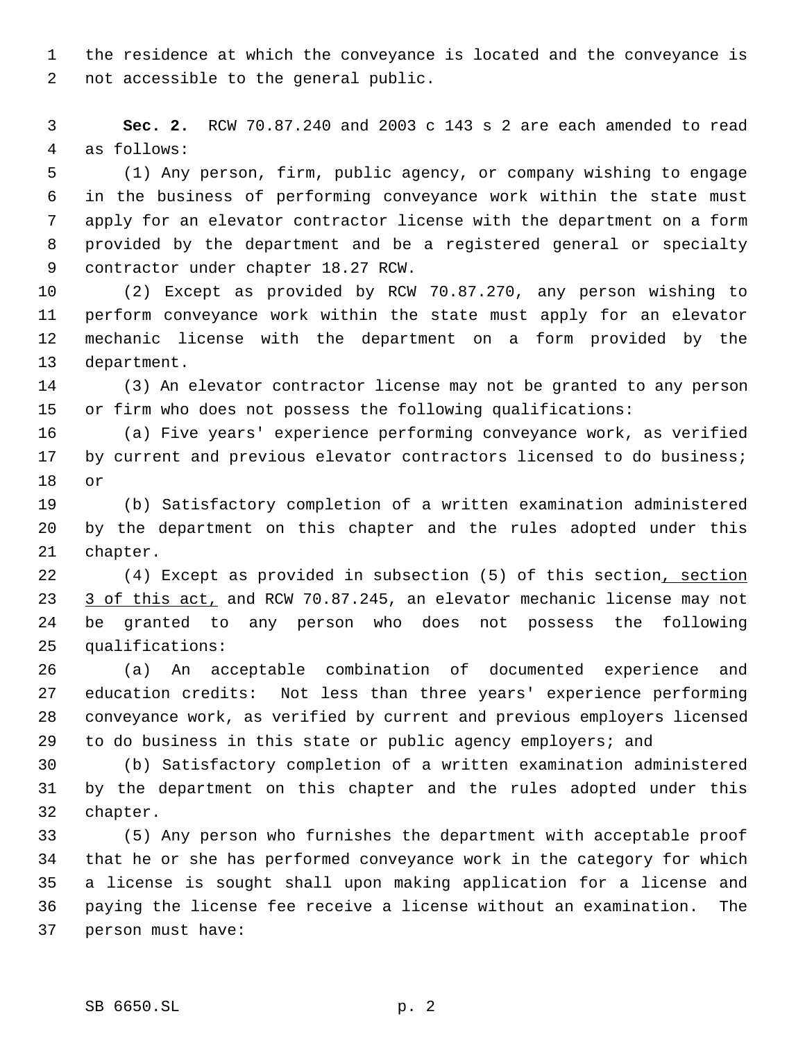the residence at which the conveyance is located and the conveyance is not accessible to the general public.

**Sec. 2.** RCW 70.87.240 and 2003 c 143 s 2 are each amended to read as follows:

(1) Any person, firm, public agency, or company wishing to engage in the business of performing conveyance work within the state must apply for an elevator contractor license with the department on a form provided by the department and be a registered general or specialty contractor under chapter 18.27 RCW.

(2) Except as provided by RCW 70.87.270, any person wishing to perform conveyance work within the state must apply for an elevator mechanic license with the department on a form provided by the department.

(3) An elevator contractor license may not be granted to any person or firm who does not possess the following qualifications:

(a) Five years' experience performing conveyance work, as verified by current and previous elevator contractors licensed to do business; or

(b) Satisfactory completion of a written examination administered by the department on this chapter and the rules adopted under this chapter.

(4) Except as provided in subsection (5) of this section<u>, section 3 of this act,</u> and RCW 70.87.245, an elevator mechanic license may not be granted to any person who does not possess the following qualifications:

(a) An acceptable combination of documented experience and education credits: Not less than three years' experience performing conveyance work, as verified by current and previous employers licensed to do business in this state or public agency employers; and

(b) Satisfactory completion of a written examination administered by the department on this chapter and the rules adopted under this chapter.

(5) Any person who furnishes the department with acceptable proof that he or she has performed conveyance work in the category for which a license is sought shall upon making application for a license and paying the license fee receive a license without an examination. The person must have: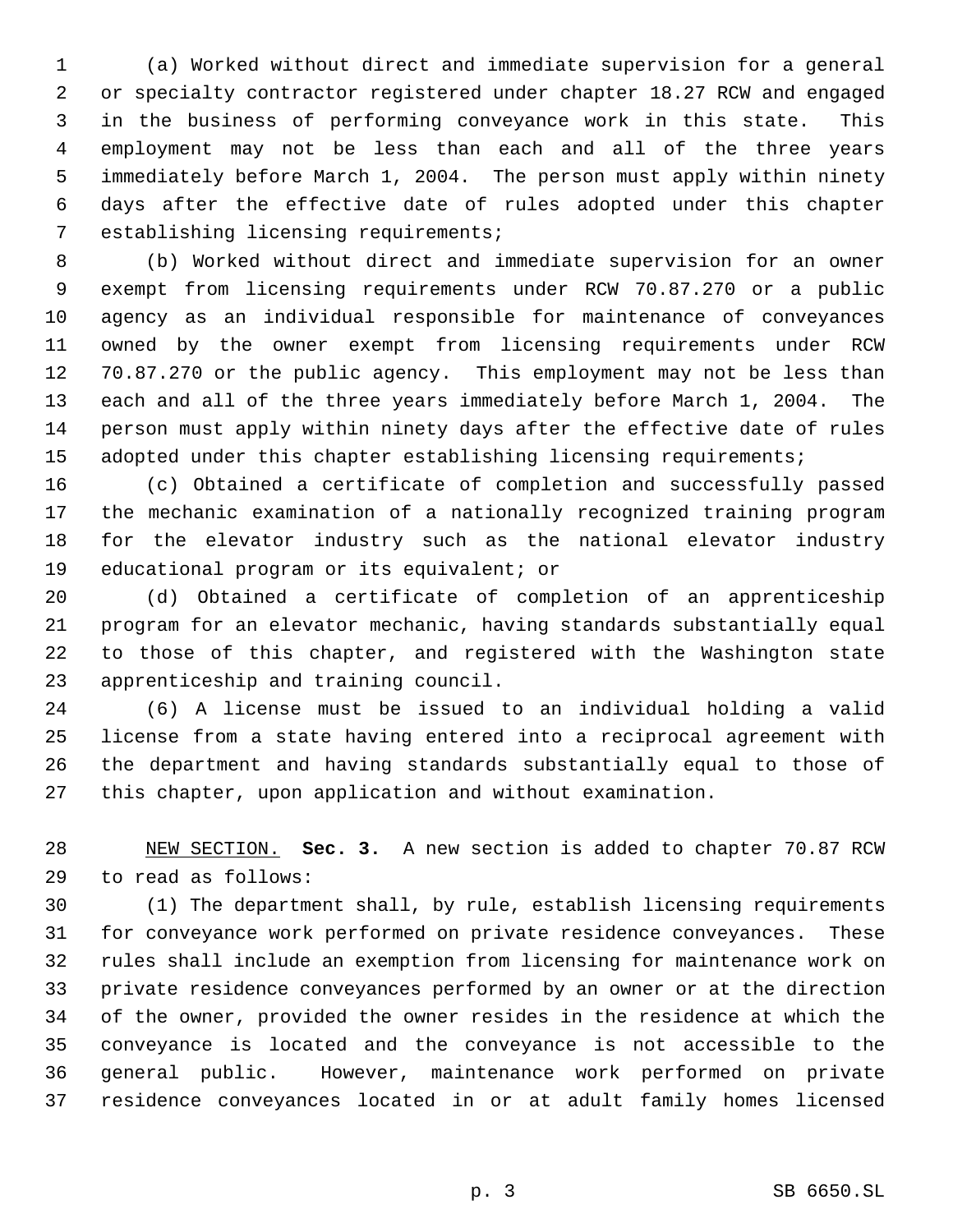(a) Worked without direct and immediate supervision for a general or specialty contractor registered under chapter 18.27 RCW and engaged in the business of performing conveyance work in this state. This employment may not be less than each and all of the three years immediately before March 1, 2004. The person must apply within ninety days after the effective date of rules adopted under this chapter establishing licensing requirements;

(b) Worked without direct and immediate supervision for an owner exempt from licensing requirements under RCW 70.87.270 or a public agency as an individual responsible for maintenance of conveyances owned by the owner exempt from licensing requirements under RCW 70.87.270 or the public agency. This employment may not be less than each and all of the three years immediately before March 1, 2004. The person must apply within ninety days after the effective date of rules adopted under this chapter establishing licensing requirements;

(c) Obtained a certificate of completion and successfully passed the mechanic examination of a nationally recognized training program for the elevator industry such as the national elevator industry educational program or its equivalent; or

(d) Obtained a certificate of completion of an apprenticeship program for an elevator mechanic, having standards substantially equal to those of this chapter, and registered with the Washington state apprenticeship and training council.

(6) A license must be issued to an individual holding a valid license from a state having entered into a reciprocal agreement with the department and having standards substantially equal to those of this chapter, upon application and without examination.

NEW SECTION. **Sec. 3.** A new section is added to chapter 70.87 RCW to read as follows:

(1) The department shall, by rule, establish licensing requirements for conveyance work performed on private residence conveyances. These rules shall include an exemption from licensing for maintenance work on private residence conveyances performed by an owner or at the direction of the owner, provided the owner resides in the residence at which the conveyance is located and the conveyance is not accessible to the general public. However, maintenance work performed on private residence conveyances located in or at adult family homes licensed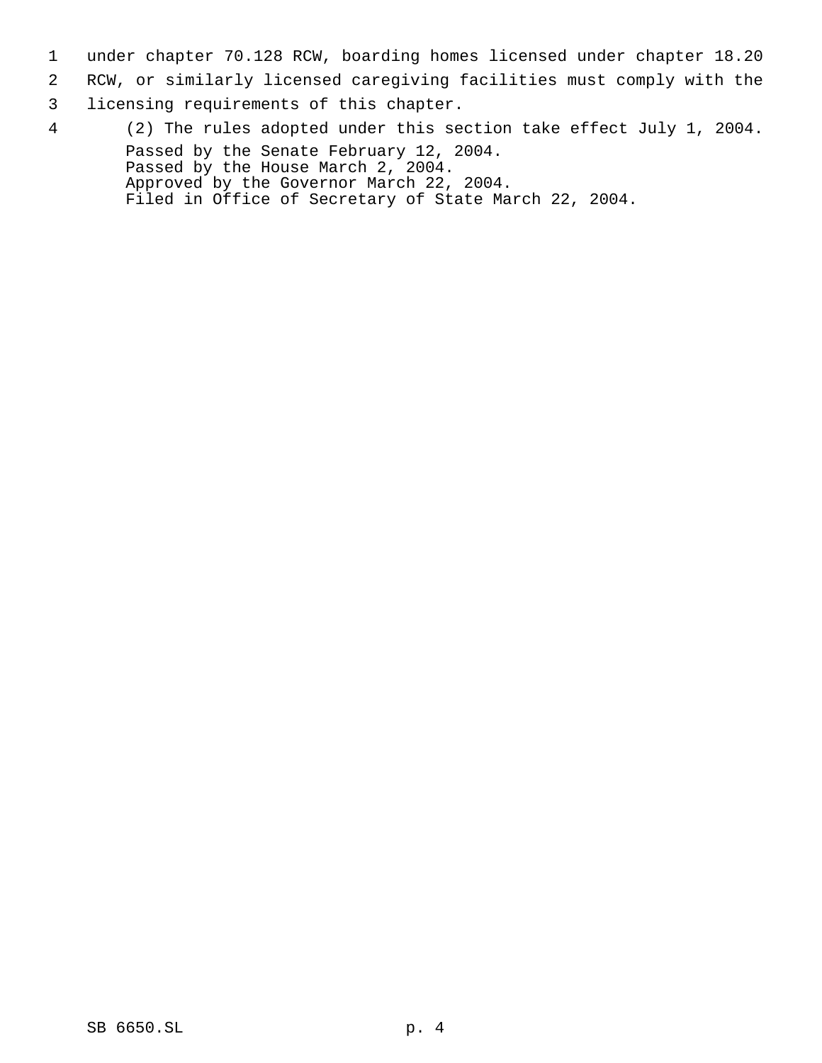under chapter 70.128 RCW, boarding homes licensed under chapter 18.20 RCW, or similarly licensed caregiving facilities must comply with the licensing requirements of this chapter.

(2) The rules adopted under this section take effect July 1, 2004.

Passed by the Senate February 12, 2004.
Passed by the House March 2, 2004.
Approved by the Governor March 22, 2004.
Filed in Office of Secretary of State March 22, 2004.